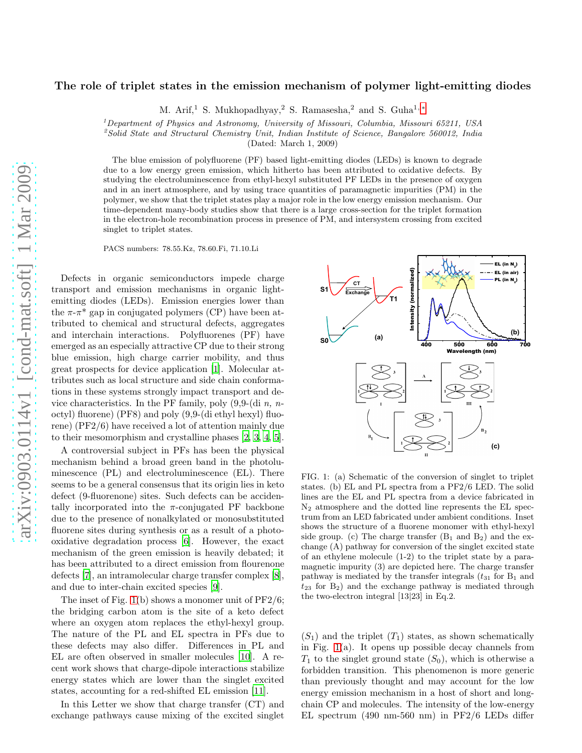# The role of triplet states in the emission mechanism of polymer light-emitting diodes

M. Arif,[1] S. Mukhopadhyay,[2] S. Ramasesha,[2] and S. Guha[1,*]

[1]*Department of Physics and Astronomy, University of Missouri, Columbia, Missouri 65211, USA*
[2]*Solid State and Structural Chemistry Unit, Indian Institute of Science, Bangalore 560012, India*
(Dated: March 1, 2009)

The blue emission of polyfluorene (PF) based light-emitting diodes (LEDs) is known to degrade due to a low energy green emission, which hitherto has been attributed to oxidative defects. By studying the electroluminescence from ethyl-hexyl substituted PF LEDs in the presence of oxygen and in an inert atmosphere, and by using trace quantities of paramagnetic impurities (PM) in the polymer, we show that the triplet states play a major role in the low energy emission mechanism. Our time-dependent many-body studies show that there is a large cross-section for the triplet formation in the electron-hole recombination process in presence of PM, and intersystem crossing from excited singlet to triplet states.

PACS numbers: 78.55.Kz, 78.60.Fi, 71.10.Li

Defects in organic semiconductors impede charge transport and emission mechanisms in organic light-emitting diodes (LEDs). Emission energies lower than the $\pi$-$\pi^*$ gap in conjugated polymers (CP) have been attributed to chemical and structural defects, aggregates and interchain interactions. Polyfluorenes (PF) have emerged as an especially attractive CP due to their strong blue emission, high charge carrier mobility, and thus great prospects for device application [1]. Molecular attributes such as local structure and side chain conformations in these systems strongly impact transport and device characteristics. In the PF family, poly (9,9-(di *n, n*-octyl) fluorene) (PF8) and poly (9,9-(di ethyl hexyl) fluorene) (PF2/6) have received a lot of attention mainly due to their mesomorphism and crystalline phases [2, 3, 4, 5].

A controversial subject in PFs has been the physical mechanism behind a broad green band in the photoluminescence (PL) and electroluminescence (EL). There seems to be a general consensus that its origin lies in keto defect (9-fluorenone) sites. Such defects can be accidentally incorporated into the $\pi$-conjugated PF backbone due to the presence of nonalkylated or monosubstituted fluorene sites during synthesis or as a result of a photo-oxidative degradation process [6]. However, the exact mechanism of the green emission is heavily debated; it has been attributed to a direct emission from flourenone defects [7], an intramolecular charge transfer complex [8], and due to inter-chain excited species [9].

The inset of Fig. 1(b) shows a monomer unit of PF2/6; the bridging carbon atom is the site of a keto defect where an oxygen atom replaces the ethyl-hexyl group. The nature of the PL and EL spectra in PFs due to these defects may also differ. Differences in PL and EL are often observed in smaller molecules [10]. A recent work shows that charge-dipole interactions stabilize energy states which are lower than the singlet excited states, accounting for a red-shifted EL emission [11].

In this Letter we show that charge transfer (CT) and exchange pathways cause mixing of the excited singlet ($S_1$) and the triplet ($T_1$) states, as shown schematically in Fig. 1(a). It opens up possible decay channels from $T_1$ to the singlet ground state ($S_0$), which is otherwise a forbidden transition. This phenomenon is more generic than previously thought and may account for the low energy emission mechanism in a host of short and long-chain CP and molecules. The intensity of the low-energy EL spectrum (490 nm-560 nm) in PF2/6 LEDs differ

FIG. 1: (a) Schematic of the conversion of singlet to triplet states. (b) EL and PL spectra from a PF2/6 LED. The solid lines are the EL and PL spectra from a device fabricated in $N_2$ atmosphere and the dotted line represents the EL spectrum from an LED fabricated under ambient conditions. Inset shows the structure of a fluorene monomer with ethyl-hexyl side group. (c) The charge transfer ($B_1$ and $B_2$) and the exchange (A) pathway for conversion of the singlet excited state of an ethylene molecule (1-2) to the triplet state by a paramagnetic impurity (3) are depicted here. The charge transfer pathway is mediated by the transfer integrals ($t_{31}$ for $B_1$ and $t_{23}$ for $B_2$) and the exchange pathway is mediated through the two-electron integral [13|23] in Eq.2.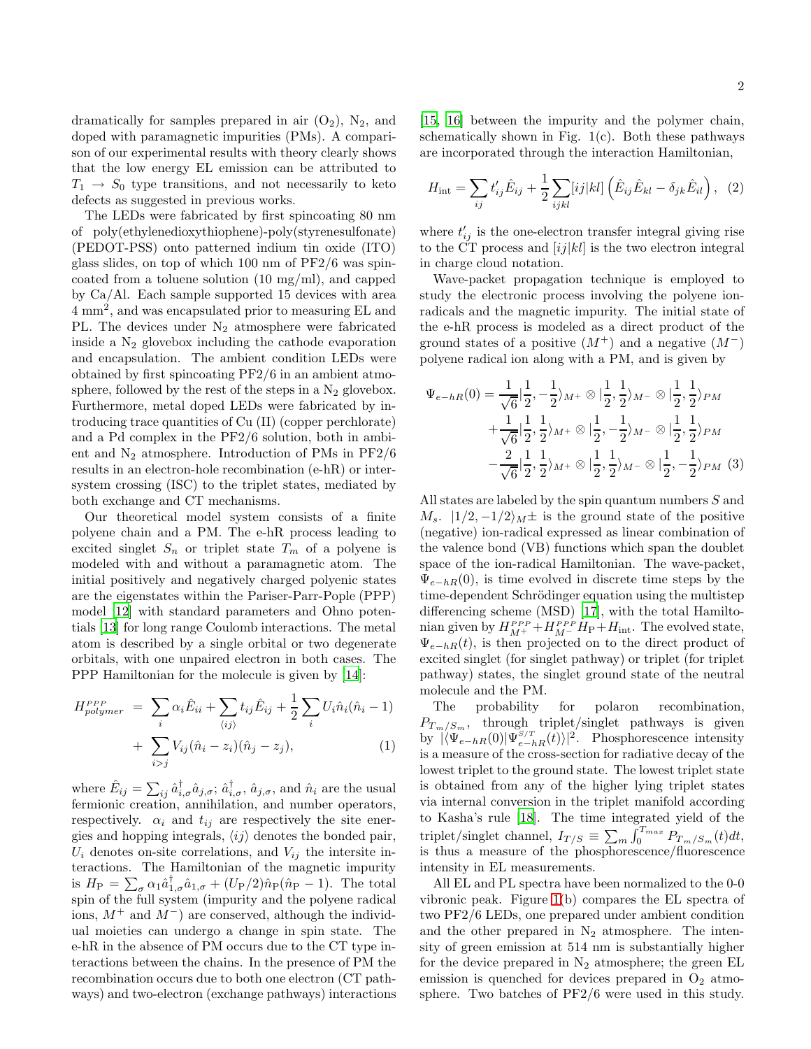dramatically for samples prepared in air ($O_2$), $N_2$, and doped with paramagnetic impurities (PMs). A comparison of our experimental results with theory clearly shows that the low energy EL emission can be attributed to $T_1 \rightarrow S_0$ type transitions, and not necessarily to keto defects as suggested in previous works.

The LEDs were fabricated by first spincoating 80 nm of poly(ethylenedioxythiophene)-poly(styrenesulfonate) (PEDOT-PSS) onto patterned indium tin oxide (ITO) glass slides, on top of which 100 nm of PF2/6 was spincoated from a toluene solution (10 mg/ml), and capped by Ca/Al. Each sample supported 15 devices with area 4 mm$^2$, and was encapsulated prior to measuring EL and PL. The devices under $N_2$ atmosphere were fabricated inside a $N_2$ glovebox including the cathode evaporation and encapsulation. The ambient condition LEDs were obtained by first spincoating PF2/6 in an ambient atmosphere, followed by the rest of the steps in a $N_2$ glovebox. Furthermore, metal doped LEDs were fabricated by introducing trace quantities of Cu (II) (copper perchlorate) and a Pd complex in the PF2/6 solution, both in ambient and $N_2$ atmosphere. Introduction of PMs in PF2/6 results in an electron-hole recombination (e-hR) or intersystem crossing (ISC) to the triplet states, mediated by both exchange and CT mechanisms.

Our theoretical model system consists of a finite polyene chain and a PM. The e-hR process leading to excited singlet $S_n$ or triplet state $T_m$ of a polyene is modeled with and without a paramagnetic atom. The initial positively and negatively charged polyenic states are the eigenstates within the Pariser-Parr-Pople (PPP) model [12] with standard parameters and Ohno potentials [13] for long range Coulomb interactions. The metal atom is described by a single orbital or two degenerate orbitals, with one unpaired electron in both cases. The PPP Hamiltonian for the molecule is given by [14]:

$$H^{PPP}_{polymer} = \sum_i \alpha_i \hat{E}_{ii} + \sum_{\langle ij \rangle} t_{ij} \hat{E}_{ij} + \frac{1}{2} \sum_i U_i \hat{n}_i (\hat{n}_i - 1) + \sum_{i>j} V_{ij} (\hat{n}_i - z_i)(\hat{n}_j - z_j), \quad (1)$$

where $\hat{E}_{ij} = \sum_{ij} \hat{a}^\dagger_{i,\sigma} \hat{a}_{j,\sigma}$; $\hat{a}^\dagger_{i,\sigma}$, $\hat{a}_{j,\sigma}$, and $\hat{n}_i$ are the usual fermionic creation, annihilation, and number operators, respectively. $\alpha_i$ and $t_{ij}$ are respectively the site energies and hopping integrals, $\langle ij \rangle$ denotes the bonded pair, $U_i$ denotes on-site correlations, and $V_{ij}$ the intersite interactions. The Hamiltonian of the magnetic impurity is $H_{\mathrm{P}} = \sum_\sigma \alpha_1 \hat{a}^\dagger_{1,\sigma} \hat{a}_{1,\sigma} + (U_{\mathrm{P}}/2) \hat{n}_{\mathrm{P}} (\hat{n}_{\mathrm{P}} - 1)$. The total spin of the full system (impurity and the polyene radical ions, $M^+$ and $M^-$) are conserved, although the individual moieties can undergo a change in spin state. The e-hR in the absence of PM occurs due to the CT type interactions between the chains. In the presence of PM the recombination occurs due to both one electron (CT pathways) and two-electron (exchange pathways) interactions [15, 16] between the impurity and the polymer chain, schematically shown in Fig. 1(c). Both these pathways are incorporated through the interaction Hamiltonian,

$$H_{\mathrm{int}} = \sum_{ij} t'_{ij} \hat{E}_{ij} + \frac{1}{2} \sum_{ijkl} [ij|kl] \left( \hat{E}_{ij} \hat{E}_{kl} - \delta_{jk} \hat{E}_{il} \right), \quad (2)$$

where $t'_{ij}$ is the one-electron transfer integral giving rise to the CT process and $[ij|kl]$ is the two electron integral in charge cloud notation.

Wave-packet propagation technique is employed to study the electronic process involving the polyene ion-radicals and the magnetic impurity. The initial state of the e-hR process is modeled as a direct product of the ground states of a positive ($M^+$) and a negative ($M^-$) polyene radical ion along with a PM, and is given by

$$\begin{aligned} \Psi_{e-hR}(0) = & \frac{1}{\sqrt{6}} |\frac{1}{2}, -\frac{1}{2}\rangle_{M^+} \otimes |\frac{1}{2}, \frac{1}{2}\rangle_{M^-} \otimes |\frac{1}{2}, \frac{1}{2}\rangle_{PM} \\ & + \frac{1}{\sqrt{6}} |\frac{1}{2}, \frac{1}{2}\rangle_{M^+} \otimes |\frac{1}{2}, -\frac{1}{2}\rangle_{M^-} \otimes |\frac{1}{2}, \frac{1}{2}\rangle_{PM} \\ & - \frac{2}{\sqrt{6}} |\frac{1}{2}, \frac{1}{2}\rangle_{M^+} \otimes |\frac{1}{2}, \frac{1}{2}\rangle_{M^-} \otimes |\frac{1}{2}, -\frac{1}{2}\rangle_{PM} \quad (3) \end{aligned}$$

All states are labeled by the spin quantum numbers $S$ and $M_s$. $|1/2, -1/2\rangle_M \pm$ is the ground state of the positive (negative) ion-radical expressed as linear combination of the valence bond (VB) functions which span the doublet space of the ion-radical Hamiltonian. The wave-packet, $\Psi_{e-hR}(0)$, is time evolved in discrete time steps by the time-dependent Schrödinger equation using the multistep differencing scheme (MSD) [17], with the total Hamiltonian given by $H^{PPP}_{M^+} + H^{PPP}_{M^-} H_{\mathrm{P}} + H_{\mathrm{int}}$. The evolved state, $\Psi_{e-hR}(t)$, is then projected on to the direct product of excited singlet (for singlet pathway) or triplet (for triplet pathway) states, the singlet ground state of the neutral molecule and the PM.

The probability for polaron recombination, $P_{T_m/S_m}$, through triplet/singlet pathways is given by $|\langle \Psi_{e-hR}(0) | \Psi^{S/T}_{e-hR}(t) \rangle|^2$. Phosphorescence intensity is a measure of the cross-section for radiative decay of the lowest triplet to the ground state. The lowest triplet state is obtained from any of the higher lying triplet states via internal conversion in the triplet manifold according to Kasha's rule [18]. The time integrated yield of the triplet/singlet channel, $I_{T/S} \equiv \sum_m \int_0^{T_{max}} P_{T_m/S_m}(t) dt$, is thus a measure of the phosphorescence/fluorescence intensity in EL measurements.

All EL and PL spectra have been normalized to the 0-0 vibronic peak. Figure 1(b) compares the EL spectra of two PF2/6 LEDs, one prepared under ambient condition and the other prepared in $N_2$ atmosphere. The intensity of green emission at 514 nm is substantially higher for the device prepared in $N_2$ atmosphere; the green EL emission is quenched for devices prepared in $O_2$ atmosphere. Two batches of PF2/6 were used in this study.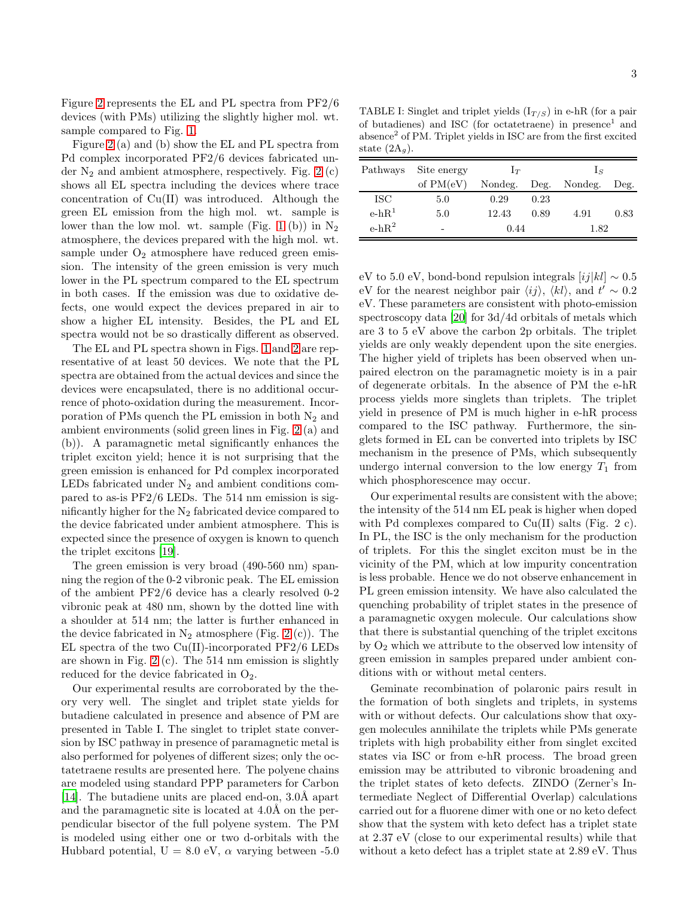Figure 2 represents the EL and PL spectra from PF2/6 devices (with PMs) utilizing the slightly higher mol. wt. sample compared to Fig. 1.

Figure 2 (a) and (b) show the EL and PL spectra from Pd complex incorporated PF2/6 devices fabricated under $N_2$ and ambient atmosphere, respectively. Fig. 2 (c) shows all EL spectra including the devices where trace concentration of Cu(II) was introduced. Although the green EL emission from the high mol. wt. sample is lower than the low mol. wt. sample (Fig. 1 (b)) in $N_2$ atmosphere, the devices prepared with the high mol. wt. sample under $O_2$ atmosphere have reduced green emission. The intensity of the green emission is very much lower in the PL spectrum compared to the EL spectrum in both cases. If the emission was due to oxidative defects, one would expect the devices prepared in air to show a higher EL intensity. Besides, the PL and EL spectra would not be so drastically different as observed.

The EL and PL spectra shown in Figs. 1 and 2 are representative of at least 50 devices. We note that the PL spectra are obtained from the actual devices and since the devices were encapsulated, there is no additional occurrence of photo-oxidation during the measurement. Incorporation of PMs quench the PL emission in both $N_2$ and ambient environments (solid green lines in Fig. 2 (a) and (b)). A paramagnetic metal significantly enhances the triplet exciton yield; hence it is not surprising that the green emission is enhanced for Pd complex incorporated LEDs fabricated under $N_2$ and ambient conditions compared to as-is PF2/6 LEDs. The 514 nm emission is significantly higher for the $N_2$ fabricated device compared to the device fabricated under ambient atmosphere. This is expected since the presence of oxygen is known to quench the triplet excitons [19].

The green emission is very broad (490-560 nm) spanning the region of the 0-2 vibronic peak. The EL emission of the ambient PF2/6 device has a clearly resolved 0-2 vibronic peak at 480 nm, shown by the dotted line with a shoulder at 514 nm; the latter is further enhanced in the device fabricated in $N_2$ atmosphere (Fig. 2 (c)). The EL spectra of the two Cu(II)-incorporated PF2/6 LEDs are shown in Fig. 2 (c). The 514 nm emission is slightly reduced for the device fabricated in $O_2$.

Our experimental results are corroborated by the theory very well. The singlet and triplet state yields for butadiene calculated in presence and absence of PM are presented in Table I. The singlet to triplet state conversion by ISC pathway in presence of paramagnetic metal is also performed for polyenes of different sizes; only the octatetraene results are presented here. The polyene chains are modeled using standard PPP parameters for Carbon [14]. The butadiene units are placed end-on, 3.0Å apart and the paramagnetic site is located at 4.0Å on the perpendicular bisector of the full polyene system. The PM is modeled using either one or two d-orbitals with the Hubbard potential, U = 8.0 eV, $\alpha$ varying between -5.0 eV to 5.0 eV, bond-bond repulsion integrals $[ij|kl] \sim 0.5$ eV for the nearest neighbor pair $\langle ij \rangle$, $\langle kl \rangle$, and $t' \sim 0.2$ eV. These parameters are consistent with photo-emission spectroscopy data [20] for 3d/4d orbitals of metals which are 3 to 5 eV above the carbon 2p orbitals. The triplet yields are only weakly dependent upon the site energies. The higher yield of triplets has been observed when unpaired electron on the paramagnetic moiety is in a pair of degenerate orbitals. In the absence of PM the e-hR process yields more singlets than triplets. The triplet yield in presence of PM is much higher in e-hR process compared to the ISC pathway. Furthermore, the singlets formed in EL can be converted into triplets by ISC mechanism in the presence of PMs, which subsequently undergo internal conversion to the low energy $T_1$ from which phosphorescence may occur.

TABLE I: Singlet and triplet yields ($I_{T/S}$) in e-hR (for a pair of butadienes) and ISC (for octatetraene) in presence[1] and absence[2] of PM. Triplet yields in ISC are from the first excited state ($2A_g$).

| Pathways | Site energy of PM(eV) | $I_T$ Nondeg. | $I_T$ Deg. | $I_S$ Nondeg. | $I_S$ Deg. |
|---|---|---|---|---|---|
| ISC | 5.0 | 0.29 | 0.23 | | |
| e-hR[1] | 5.0 | 12.43 | 0.89 | 4.91 | 0.83 |
| e-hR[2] | - | 0.44 | | 1.82 | |

Our experimental results are consistent with the above; the intensity of the 514 nm EL peak is higher when doped with Pd complexes compared to Cu(II) salts (Fig. 2 c). In PL, the ISC is the only mechanism for the production of triplets. For this the singlet exciton must be in the vicinity of the PM, which at low impurity concentration is less probable. Hence we do not observe enhancement in PL green emission intensity. We have also calculated the quenching probability of triplet states in the presence of a paramagnetic oxygen molecule. Our calculations show that there is substantial quenching of the triplet excitons by $O_2$ which we attribute to the observed low intensity of green emission in samples prepared under ambient conditions with or without metal centers.

Geminate recombination of polaronic pairs result in the formation of both singlets and triplets, in systems with or without defects. Our calculations show that oxygen molecules annihilate the triplets while PMs generate triplets with high probability either from singlet excited states via ISC or from e-hR process. The broad green emission may be attributed to vibronic broadening and the triplet states of keto defects. ZINDO (Zerner's Intermediate Neglect of Differential Overlap) calculations carried out for a fluorene dimer with one or no keto defect show that the system with keto defect has a triplet state at 2.37 eV (close to our experimental results) while that without a keto defect has a triplet state at 2.89 eV. Thus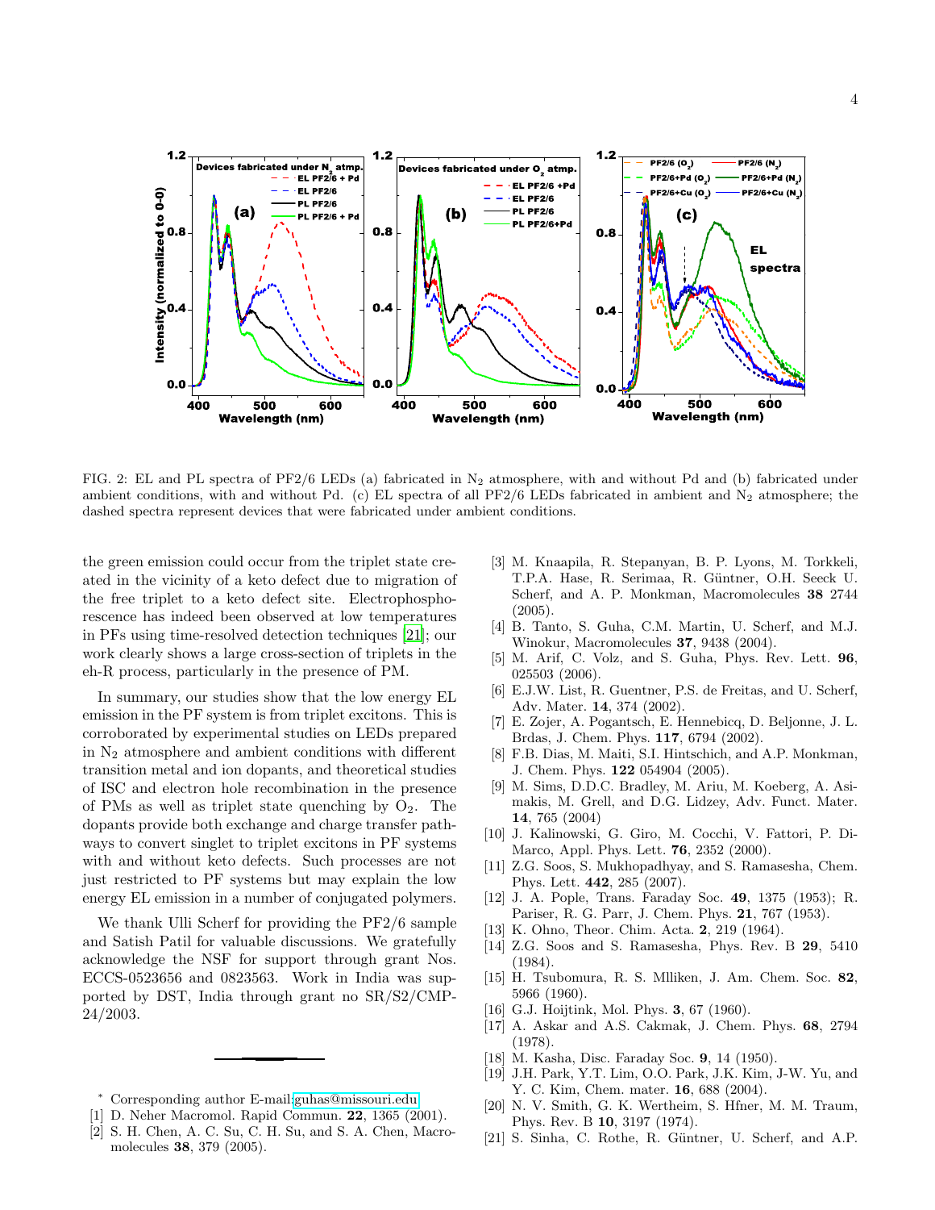FIG. 2: EL and PL spectra of PF2/6 LEDs (a) fabricated in $N_2$ atmosphere, with and without Pd and (b) fabricated under ambient conditions, with and without Pd. (c) EL spectra of all PF2/6 LEDs fabricated in ambient and $N_2$ atmosphere; the dashed spectra represent devices that were fabricated under ambient conditions.

the green emission could occur from the triplet state created in the vicinity of a keto defect due to migration of the free triplet to a keto defect site. Electrophosphorescence has indeed been observed at low temperatures in PFs using time-resolved detection techniques [21]; our work clearly shows a large cross-section of triplets in the eh-R process, particularly in the presence of PM.

In summary, our studies show that the low energy EL emission in the PF system is from triplet excitons. This is corroborated by experimental studies on LEDs prepared in $N_2$ atmosphere and ambient conditions with different transition metal and ion dopants, and theoretical studies of ISC and electron hole recombination in the presence of PMs as well as triplet state quenching by $O_2$. The dopants provide both exchange and charge transfer pathways to convert singlet to triplet excitons in PF systems with and without keto defects. Such processes are not just restricted to PF systems but may explain the low energy EL emission in a number of conjugated polymers.

We thank Ulli Scherf for providing the PF2/6 sample and Satish Patil for valuable discussions. We gratefully acknowledge the NSF for support through grant Nos. ECCS-0523656 and 0823563. Work in India was supported by DST, India through grant no SR/S2/CMP-24/2003.

---

* Corresponding author E-mail:guhas@missouri.edu

[1] D. Neher Macromol. Rapid Commun. **22**, 1365 (2001).
[2] S. H. Chen, A. C. Su, C. H. Su, and S. A. Chen, Macromolecules **38**, 379 (2005).
[3] M. Knaapila, R. Stepanyan, B. P. Lyons, M. Torkkeli, T.P.A. Hase, R. Serimaa, R. Güntner, O.H. Seeck U. Scherf, and A. P. Monkman, Macromolecules **38** 2744 (2005).
[4] B. Tanto, S. Guha, C.M. Martin, U. Scherf, and M.J. Winokur, Macromolecules **37**, 9438 (2004).
[5] M. Arif, C. Volz, and S. Guha, Phys. Rev. Lett. **96**, 025503 (2006).
[6] E.J.W. List, R. Guentner, P.S. de Freitas, and U. Scherf, Adv. Mater. **14**, 374 (2002).
[7] E. Zojer, A. Pogantsch, E. Hennebicq, D. Beljonne, J. L. Brdas, J. Chem. Phys. **117**, 6794 (2002).
[8] F.B. Dias, M. Maiti, S.I. Hintschich, and A.P. Monkman, J. Chem. Phys. **122** 054904 (2005).
[9] M. Sims, D.D.C. Bradley, M. Ariu, M. Koeberg, A. Asimakis, M. Grell, and D.G. Lidzey, Adv. Funct. Mater. **14**, 765 (2004)
[10] J. Kalinowski, G. Giro, M. Cocchi, V. Fattori, P. DiMarco, Appl. Phys. Lett. **76**, 2352 (2000).
[11] Z.G. Soos, S. Mukhopadhyay, and S. Ramasesha, Chem. Phys. Lett. **442**, 285 (2007).
[12] J. A. Pople, Trans. Faraday Soc. **49**, 1375 (1953); R. Pariser, R. G. Parr, J. Chem. Phys. **21**, 767 (1953).
[13] K. Ohno, Theor. Chim. Acta. **2**, 219 (1964).
[14] Z.G. Soos and S. Ramasesha, Phys. Rev. B **29**, 5410 (1984).
[15] H. Tsubomura, R. S. Mlliken, J. Am. Chem. Soc. **82**, 5966 (1960).
[16] G.J. Hoijtink, Mol. Phys. **3**, 67 (1960).
[17] A. Askar and A.S. Cakmak, J. Chem. Phys. **68**, 2794 (1978).
[18] M. Kasha, Disc. Faraday Soc. **9**, 14 (1950).
[19] J.H. Park, Y.T. Lim, O.O. Park, J.K. Kim, J-W. Yu, and Y. C. Kim, Chem. mater. **16**, 688 (2004).
[20] N. V. Smith, G. K. Wertheim, S. Hfner, M. M. Traum, Phys. Rev. B **10**, 3197 (1974).
[21] S. Sinha, C. Rothe, R. Güntner, U. Scherf, and A.P.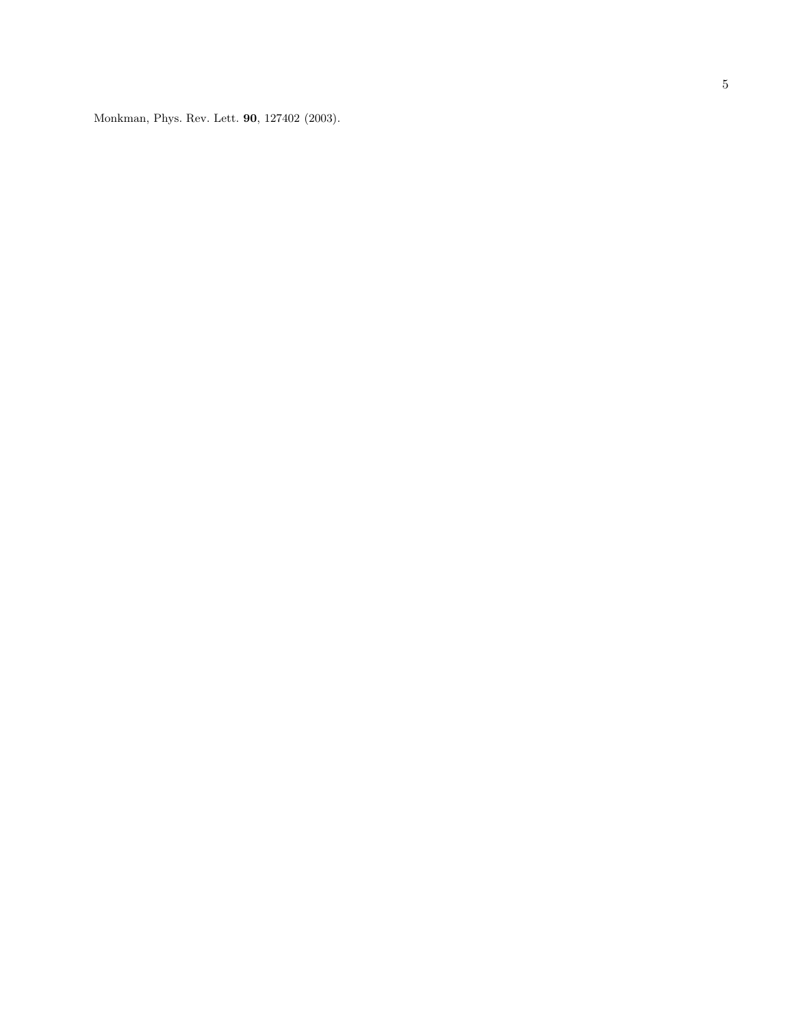Monkman, Phys. Rev. Lett. **90**, 127402 (2003).